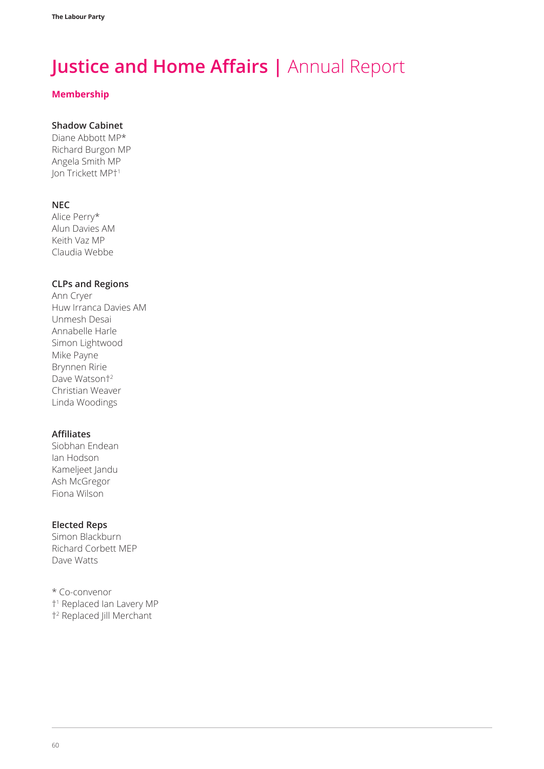# Justice and Home Affairs | Annual Report

## Membership

### Shadow Cabinet

Diane Abbott MP*
Richard Burgon MP
Angela Smith MP
Jon Trickett MP†[1]

### NEC

Alice Perry*
Alun Davies AM
Keith Vaz MP
Claudia Webbe

### CLPs and Regions

Ann Cryer
Huw Irranca Davies AM
Unmesh Desai
Annabelle Harle
Simon Lightwood
Mike Payne
Brynnen Ririe
Dave Watson†[2]
Christian Weaver
Linda Woodings

### Affiliates

Siobhan Endean
Ian Hodson
Kameljeet Jandu
Ash McGregor
Fiona Wilson

### Elected Reps

Simon Blackburn
Richard Corbett MEP
Dave Watts

\* Co-convenor
†[1] Replaced Ian Lavery MP
†[2] Replaced Jill Merchant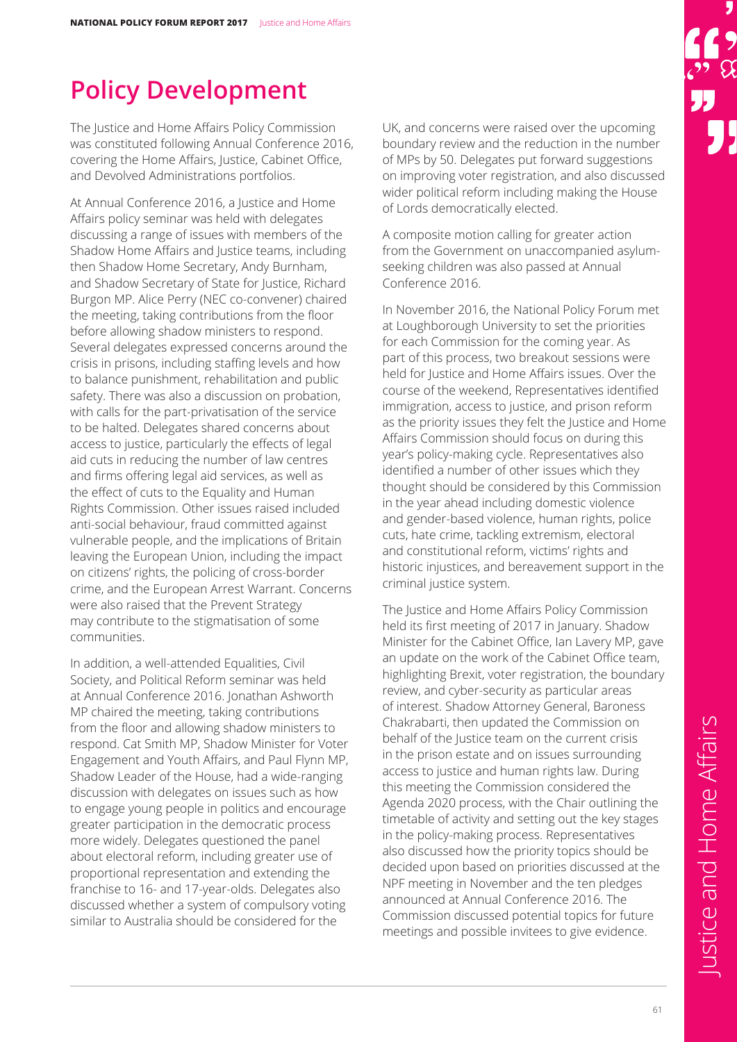# Policy Development

The Justice and Home Affairs Policy Commission was constituted following Annual Conference 2016, covering the Home Affairs, Justice, Cabinet Office, and Devolved Administrations portfolios.

At Annual Conference 2016, a Justice and Home Affairs policy seminar was held with delegates discussing a range of issues with members of the Shadow Home Affairs and Justice teams, including then Shadow Home Secretary, Andy Burnham, and Shadow Secretary of State for Justice, Richard Burgon MP. Alice Perry (NEC co-convener) chaired the meeting, taking contributions from the floor before allowing shadow ministers to respond. Several delegates expressed concerns around the crisis in prisons, including staffing levels and how to balance punishment, rehabilitation and public safety. There was also a discussion on probation, with calls for the part-privatisation of the service to be halted. Delegates shared concerns about access to justice, particularly the effects of legal aid cuts in reducing the number of law centres and firms offering legal aid services, as well as the effect of cuts to the Equality and Human Rights Commission. Other issues raised included anti-social behaviour, fraud committed against vulnerable people, and the implications of Britain leaving the European Union, including the impact on citizens' rights, the policing of cross-border crime, and the European Arrest Warrant. Concerns were also raised that the Prevent Strategy may contribute to the stigmatisation of some communities.

In addition, a well-attended Equalities, Civil Society, and Political Reform seminar was held at Annual Conference 2016. Jonathan Ashworth MP chaired the meeting, taking contributions from the floor and allowing shadow ministers to respond. Cat Smith MP, Shadow Minister for Voter Engagement and Youth Affairs, and Paul Flynn MP, Shadow Leader of the House, had a wide-ranging discussion with delegates on issues such as how to engage young people in politics and encourage greater participation in the democratic process more widely. Delegates questioned the panel about electoral reform, including greater use of proportional representation and extending the franchise to 16- and 17-year-olds. Delegates also discussed whether a system of compulsory voting similar to Australia should be considered for the UK, and concerns were raised over the upcoming boundary review and the reduction in the number of MPs by 50. Delegates put forward suggestions on improving voter registration, and also discussed wider political reform including making the House of Lords democratically elected.

A composite motion calling for greater action from the Government on unaccompanied asylum-seeking children was also passed at Annual Conference 2016.

In November 2016, the National Policy Forum met at Loughborough University to set the priorities for each Commission for the coming year. As part of this process, two breakout sessions were held for Justice and Home Affairs issues. Over the course of the weekend, Representatives identified immigration, access to justice, and prison reform as the priority issues they felt the Justice and Home Affairs Commission should focus on during this year's policy-making cycle. Representatives also identified a number of other issues which they thought should be considered by this Commission in the year ahead including domestic violence and gender-based violence, human rights, police cuts, hate crime, tackling extremism, electoral and constitutional reform, victims' rights and historic injustices, and bereavement support in the criminal justice system.

The Justice and Home Affairs Policy Commission held its first meeting of 2017 in January. Shadow Minister for the Cabinet Office, Ian Lavery MP, gave an update on the work of the Cabinet Office team, highlighting Brexit, voter registration, the boundary review, and cyber-security as particular areas of interest. Shadow Attorney General, Baroness Chakrabarti, then updated the Commission on behalf of the Justice team on the current crisis in the prison estate and on issues surrounding access to justice and human rights law. During this meeting the Commission considered the Agenda 2020 process, with the Chair outlining the timetable of activity and setting out the key stages in the policy-making process. Representatives also discussed how the priority topics should be decided upon based on priorities discussed at the NPF meeting in November and the ten pledges announced at Annual Conference 2016. The Commission discussed potential topics for future meetings and possible invitees to give evidence.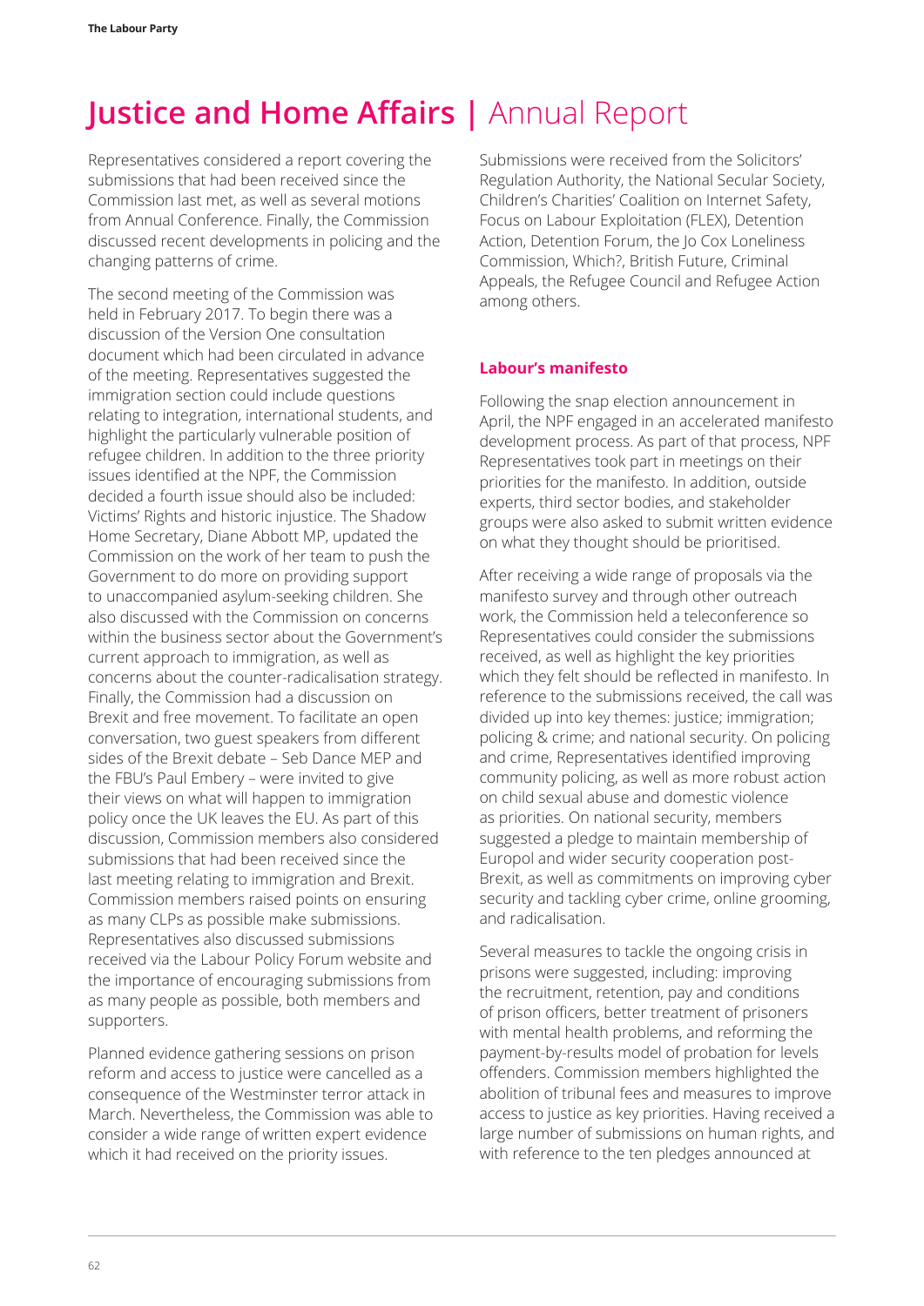# Justice and Home Affairs | Annual Report

Representatives considered a report covering the submissions that had been received since the Commission last met, as well as several motions from Annual Conference. Finally, the Commission discussed recent developments in policing and the changing patterns of crime.

The second meeting of the Commission was held in February 2017. To begin there was a discussion of the Version One consultation document which had been circulated in advance of the meeting. Representatives suggested the immigration section could include questions relating to integration, international students, and highlight the particularly vulnerable position of refugee children. In addition to the three priority issues identified at the NPF, the Commission decided a fourth issue should also be included: Victims' Rights and historic injustice. The Shadow Home Secretary, Diane Abbott MP, updated the Commission on the work of her team to push the Government to do more on providing support to unaccompanied asylum-seeking children. She also discussed with the Commission on concerns within the business sector about the Government's current approach to immigration, as well as concerns about the counter-radicalisation strategy. Finally, the Commission had a discussion on Brexit and free movement. To facilitate an open conversation, two guest speakers from different sides of the Brexit debate – Seb Dance MEP and the FBU's Paul Embery – were invited to give their views on what will happen to immigration policy once the UK leaves the EU. As part of this discussion, Commission members also considered submissions that had been received since the last meeting relating to immigration and Brexit. Commission members raised points on ensuring as many CLPs as possible make submissions. Representatives also discussed submissions received via the Labour Policy Forum website and the importance of encouraging submissions from as many people as possible, both members and supporters.

Planned evidence gathering sessions on prison reform and access to justice were cancelled as a consequence of the Westminster terror attack in March. Nevertheless, the Commission was able to consider a wide range of written expert evidence which it had received on the priority issues.

Submissions were received from the Solicitors' Regulation Authority, the National Secular Society, Children's Charities' Coalition on Internet Safety, Focus on Labour Exploitation (FLEX), Detention Action, Detention Forum, the Jo Cox Loneliness Commission, Which?, British Future, Criminal Appeals, the Refugee Council and Refugee Action among others.

### Labour's manifesto

Following the snap election announcement in April, the NPF engaged in an accelerated manifesto development process. As part of that process, NPF Representatives took part in meetings on their priorities for the manifesto. In addition, outside experts, third sector bodies, and stakeholder groups were also asked to submit written evidence on what they thought should be prioritised.

After receiving a wide range of proposals via the manifesto survey and through other outreach work, the Commission held a teleconference so Representatives could consider the submissions received, as well as highlight the key priorities which they felt should be reflected in manifesto. In reference to the submissions received, the call was divided up into key themes: justice; immigration; policing & crime; and national security. On policing and crime, Representatives identified improving community policing, as well as more robust action on child sexual abuse and domestic violence as priorities. On national security, members suggested a pledge to maintain membership of Europol and wider security cooperation post-Brexit, as well as commitments on improving cyber security and tackling cyber crime, online grooming, and radicalisation.

Several measures to tackle the ongoing crisis in prisons were suggested, including: improving the recruitment, retention, pay and conditions of prison officers, better treatment of prisoners with mental health problems, and reforming the payment-by-results model of probation for levels offenders. Commission members highlighted the abolition of tribunal fees and measures to improve access to justice as key priorities. Having received a large number of submissions on human rights, and with reference to the ten pledges announced at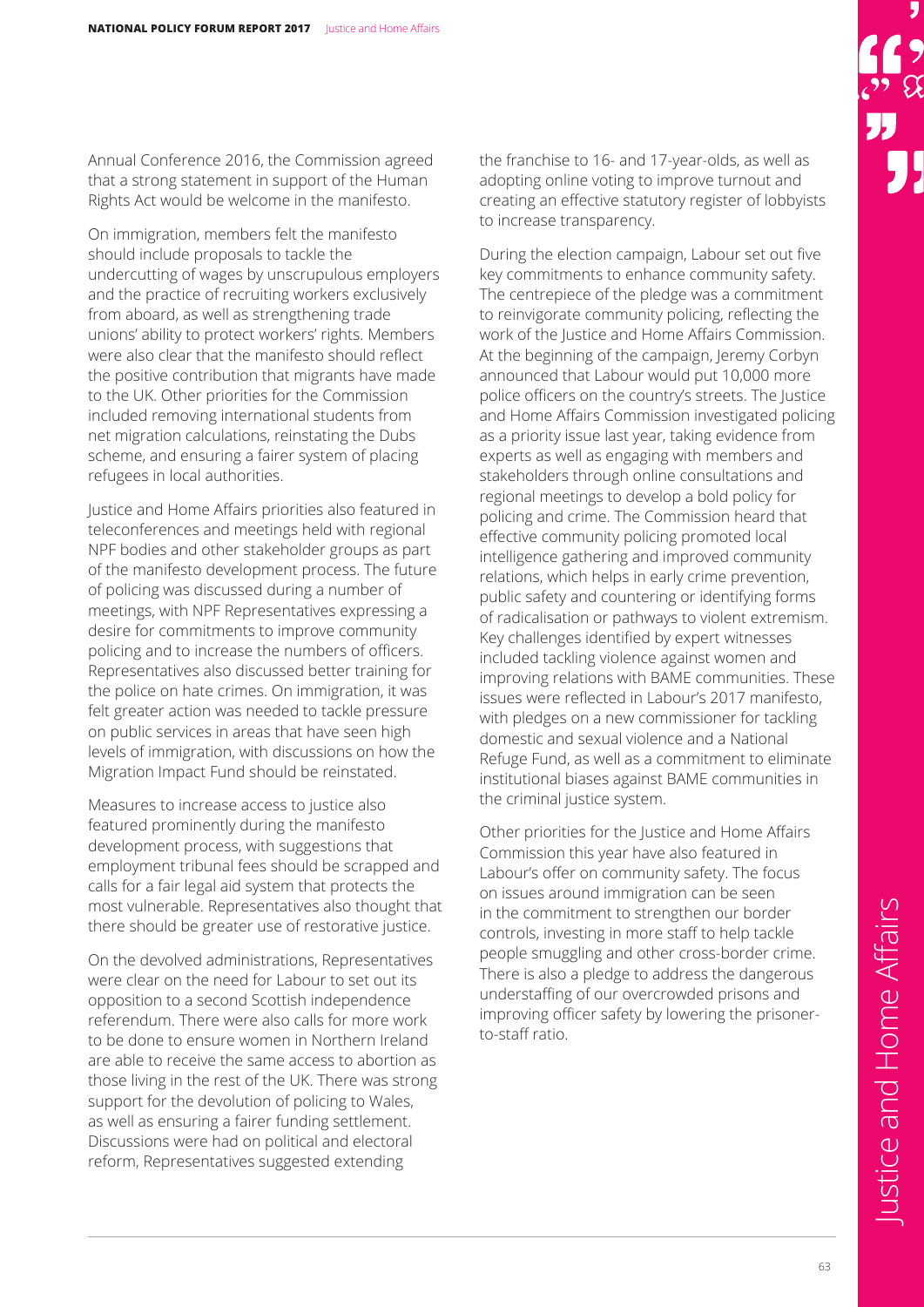Annual Conference 2016, the Commission agreed that a strong statement in support of the Human Rights Act would be welcome in the manifesto.

On immigration, members felt the manifesto should include proposals to tackle the undercutting of wages by unscrupulous employers and the practice of recruiting workers exclusively from aboard, as well as strengthening trade unions' ability to protect workers' rights. Members were also clear that the manifesto should reflect the positive contribution that migrants have made to the UK. Other priorities for the Commission included removing international students from net migration calculations, reinstating the Dubs scheme, and ensuring a fairer system of placing refugees in local authorities.

Justice and Home Affairs priorities also featured in teleconferences and meetings held with regional NPF bodies and other stakeholder groups as part of the manifesto development process. The future of policing was discussed during a number of meetings, with NPF Representatives expressing a desire for commitments to improve community policing and to increase the numbers of officers. Representatives also discussed better training for the police on hate crimes. On immigration, it was felt greater action was needed to tackle pressure on public services in areas that have seen high levels of immigration, with discussions on how the Migration Impact Fund should be reinstated.

Measures to increase access to justice also featured prominently during the manifesto development process, with suggestions that employment tribunal fees should be scrapped and calls for a fair legal aid system that protects the most vulnerable. Representatives also thought that there should be greater use of restorative justice.

On the devolved administrations, Representatives were clear on the need for Labour to set out its opposition to a second Scottish independence referendum. There were also calls for more work to be done to ensure women in Northern Ireland are able to receive the same access to abortion as those living in the rest of the UK. There was strong support for the devolution of policing to Wales, as well as ensuring a fairer funding settlement. Discussions were had on political and electoral reform, Representatives suggested extending the franchise to 16- and 17-year-olds, as well as adopting online voting to improve turnout and creating an effective statutory register of lobbyists to increase transparency.

During the election campaign, Labour set out five key commitments to enhance community safety. The centrepiece of the pledge was a commitment to reinvigorate community policing, reflecting the work of the Justice and Home Affairs Commission. At the beginning of the campaign, Jeremy Corbyn announced that Labour would put 10,000 more police officers on the country's streets. The Justice and Home Affairs Commission investigated policing as a priority issue last year, taking evidence from experts as well as engaging with members and stakeholders through online consultations and regional meetings to develop a bold policy for policing and crime. The Commission heard that effective community policing promoted local intelligence gathering and improved community relations, which helps in early crime prevention, public safety and countering or identifying forms of radicalisation or pathways to violent extremism. Key challenges identified by expert witnesses included tackling violence against women and improving relations with BAME communities. These issues were reflected in Labour's 2017 manifesto, with pledges on a new commissioner for tackling domestic and sexual violence and a National Refuge Fund, as well as a commitment to eliminate institutional biases against BAME communities in the criminal justice system.

Other priorities for the Justice and Home Affairs Commission this year have also featured in Labour's offer on community safety. The focus on issues around immigration can be seen in the commitment to strengthen our border controls, investing in more staff to help tackle people smuggling and other cross-border crime. There is also a pledge to address the dangerous understaffing of our overcrowded prisons and improving officer safety by lowering the prisoner-to-staff ratio.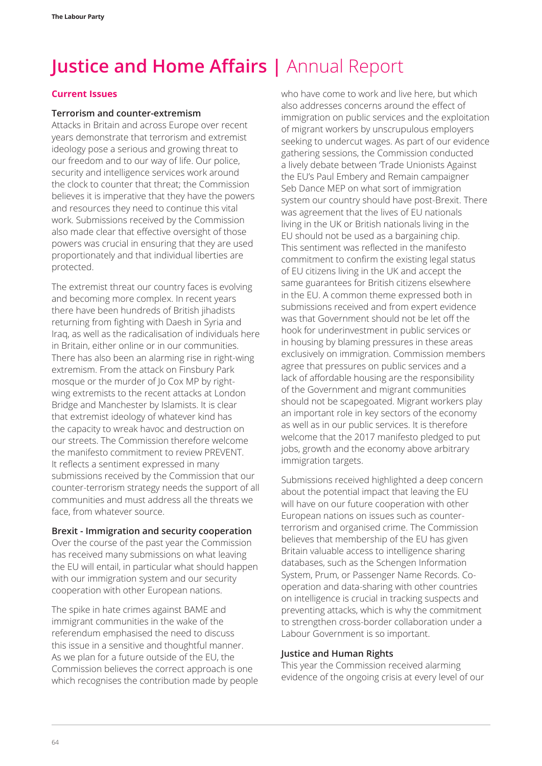# Justice and Home Affairs | Annual Report

## Current Issues

### Terrorism and counter-extremism

Attacks in Britain and across Europe over recent years demonstrate that terrorism and extremist ideology pose a serious and growing threat to our freedom and to our way of life. Our police, security and intelligence services work around the clock to counter that threat; the Commission believes it is imperative that they have the powers and resources they need to continue this vital work. Submissions received by the Commission also made clear that effective oversight of those powers was crucial in ensuring that they are used proportionately and that individual liberties are protected.

The extremist threat our country faces is evolving and becoming more complex. In recent years there have been hundreds of British jihadists returning from fighting with Daesh in Syria and Iraq, as well as the radicalisation of individuals here in Britain, either online or in our communities. There has also been an alarming rise in right-wing extremism. From the attack on Finsbury Park mosque or the murder of Jo Cox MP by right-wing extremists to the recent attacks at London Bridge and Manchester by Islamists. It is clear that extremist ideology of whatever kind has the capacity to wreak havoc and destruction on our streets. The Commission therefore welcome the manifesto commitment to review PREVENT. It reflects a sentiment expressed in many submissions received by the Commission that our counter-terrorism strategy needs the support of all communities and must address all the threats we face, from whatever source.

### Brexit - Immigration and security cooperation

Over the course of the past year the Commission has received many submissions on what leaving the EU will entail, in particular what should happen with our immigration system and our security cooperation with other European nations.

The spike in hate crimes against BAME and immigrant communities in the wake of the referendum emphasised the need to discuss this issue in a sensitive and thoughtful manner. As we plan for a future outside of the EU, the Commission believes the correct approach is one which recognises the contribution made by people who have come to work and live here, but which also addresses concerns around the effect of immigration on public services and the exploitation of migrant workers by unscrupulous employers seeking to undercut wages. As part of our evidence gathering sessions, the Commission conducted a lively debate between 'Trade Unionists Against the EU's Paul Embery and Remain campaigner Seb Dance MEP on what sort of immigration system our country should have post-Brexit. There was agreement that the lives of EU nationals living in the UK or British nationals living in the EU should not be used as a bargaining chip. This sentiment was reflected in the manifesto commitment to confirm the existing legal status of EU citizens living in the UK and accept the same guarantees for British citizens elsewhere in the EU. A common theme expressed both in submissions received and from expert evidence was that Government should not be let off the hook for underinvestment in public services or in housing by blaming pressures in these areas exclusively on immigration. Commission members agree that pressures on public services and a lack of affordable housing are the responsibility of the Government and migrant communities should not be scapegoated. Migrant workers play an important role in key sectors of the economy as well as in our public services. It is therefore welcome that the 2017 manifesto pledged to put jobs, growth and the economy above arbitrary immigration targets.

Submissions received highlighted a deep concern about the potential impact that leaving the EU will have on our future cooperation with other European nations on issues such as counter-terrorism and organised crime. The Commission believes that membership of the EU has given Britain valuable access to intelligence sharing databases, such as the Schengen Information System, Prum, or Passenger Name Records. Co-operation and data-sharing with other countries on intelligence is crucial in tracking suspects and preventing attacks, which is why the commitment to strengthen cross-border collaboration under a Labour Government is so important.

### Justice and Human Rights

This year the Commission received alarming evidence of the ongoing crisis at every level of our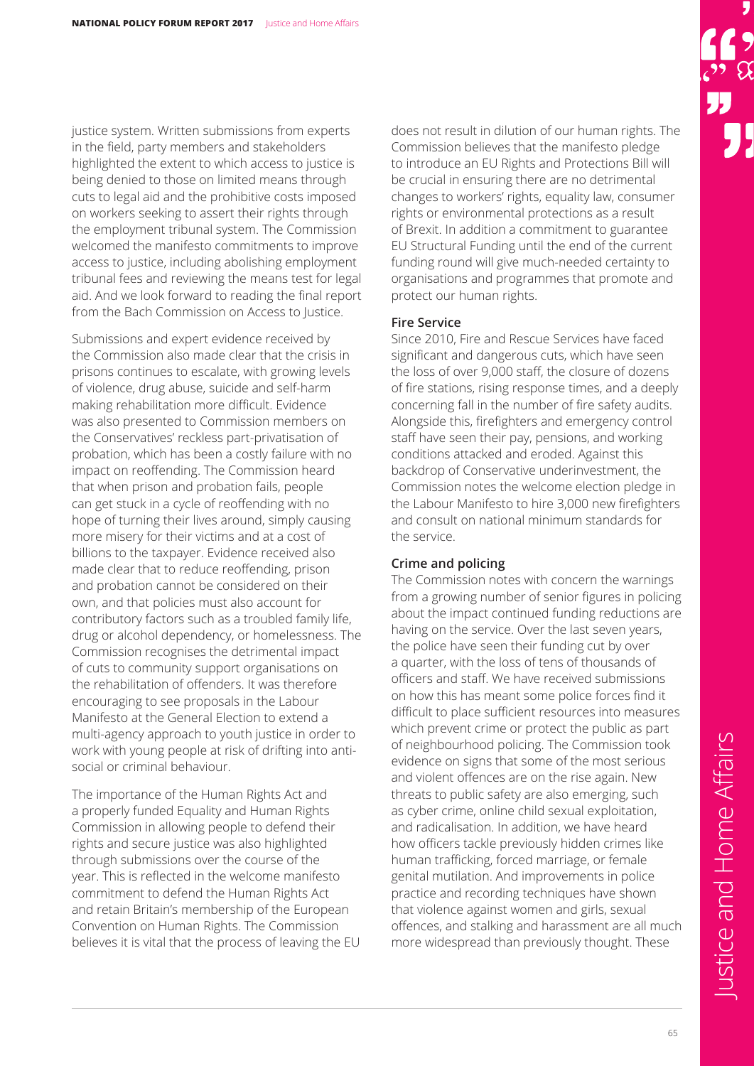justice system. Written submissions from experts in the field, party members and stakeholders highlighted the extent to which access to justice is being denied to those on limited means through cuts to legal aid and the prohibitive costs imposed on workers seeking to assert their rights through the employment tribunal system. The Commission welcomed the manifesto commitments to improve access to justice, including abolishing employment tribunal fees and reviewing the means test for legal aid. And we look forward to reading the final report from the Bach Commission on Access to Justice.

Submissions and expert evidence received by the Commission also made clear that the crisis in prisons continues to escalate, with growing levels of violence, drug abuse, suicide and self-harm making rehabilitation more difficult. Evidence was also presented to Commission members on the Conservatives' reckless part-privatisation of probation, which has been a costly failure with no impact on reoffending. The Commission heard that when prison and probation fails, people can get stuck in a cycle of reoffending with no hope of turning their lives around, simply causing more misery for their victims and at a cost of billions to the taxpayer. Evidence received also made clear that to reduce reoffending, prison and probation cannot be considered on their own, and that policies must also account for contributory factors such as a troubled family life, drug or alcohol dependency, or homelessness. The Commission recognises the detrimental impact of cuts to community support organisations on the rehabilitation of offenders. It was therefore encouraging to see proposals in the Labour Manifesto at the General Election to extend a multi-agency approach to youth justice in order to work with young people at risk of drifting into anti-social or criminal behaviour.

The importance of the Human Rights Act and a properly funded Equality and Human Rights Commission in allowing people to defend their rights and secure justice was also highlighted through submissions over the course of the year. This is reflected in the welcome manifesto commitment to defend the Human Rights Act and retain Britain's membership of the European Convention on Human Rights. The Commission believes it is vital that the process of leaving the EU does not result in dilution of our human rights. The Commission believes that the manifesto pledge to introduce an EU Rights and Protections Bill will be crucial in ensuring there are no detrimental changes to workers' rights, equality law, consumer rights or environmental protections as a result of Brexit. In addition a commitment to guarantee EU Structural Funding until the end of the current funding round will give much-needed certainty to organisations and programmes that promote and protect our human rights.

**Fire Service**

Since 2010, Fire and Rescue Services have faced significant and dangerous cuts, which have seen the loss of over 9,000 staff, the closure of dozens of fire stations, rising response times, and a deeply concerning fall in the number of fire safety audits. Alongside this, firefighters and emergency control staff have seen their pay, pensions, and working conditions attacked and eroded. Against this backdrop of Conservative underinvestment, the Commission notes the welcome election pledge in the Labour Manifesto to hire 3,000 new firefighters and consult on national minimum standards for the service.

**Crime and policing**

The Commission notes with concern the warnings from a growing number of senior figures in policing about the impact continued funding reductions are having on the service. Over the last seven years, the police have seen their funding cut by over a quarter, with the loss of tens of thousands of officers and staff. We have received submissions on how this has meant some police forces find it difficult to place sufficient resources into measures which prevent crime or protect the public as part of neighbourhood policing. The Commission took evidence on signs that some of the most serious and violent offences are on the rise again. New threats to public safety are also emerging, such as cyber crime, online child sexual exploitation, and radicalisation. In addition, we have heard how officers tackle previously hidden crimes like human trafficking, forced marriage, or female genital mutilation. And improvements in police practice and recording techniques have shown that violence against women and girls, sexual offences, and stalking and harassment are all much more widespread than previously thought. These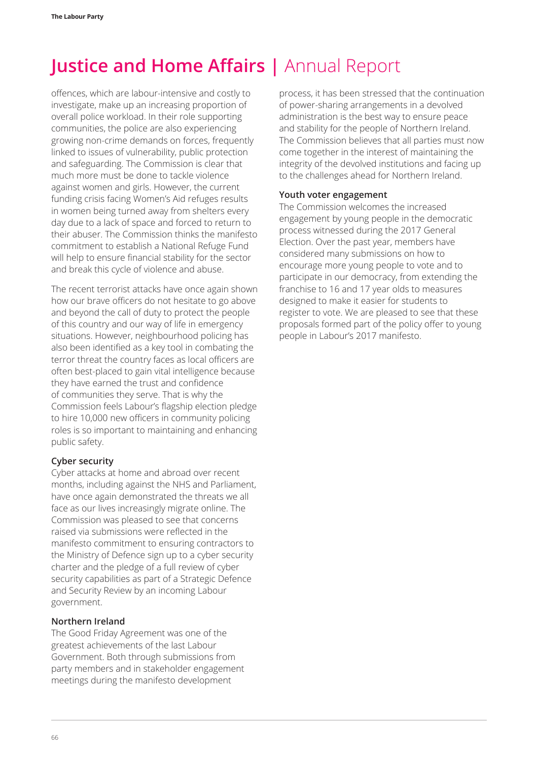# Justice and Home Affairs | Annual Report

offences, which are labour-intensive and costly to investigate, make up an increasing proportion of overall police workload. In their role supporting communities, the police are also experiencing growing non-crime demands on forces, frequently linked to issues of vulnerability, public protection and safeguarding. The Commission is clear that much more must be done to tackle violence against women and girls. However, the current funding crisis facing Women's Aid refuges results in women being turned away from shelters every day due to a lack of space and forced to return to their abuser. The Commission thinks the manifesto commitment to establish a National Refuge Fund will help to ensure financial stability for the sector and break this cycle of violence and abuse.

The recent terrorist attacks have once again shown how our brave officers do not hesitate to go above and beyond the call of duty to protect the people of this country and our way of life in emergency situations. However, neighbourhood policing has also been identified as a key tool in combating the terror threat the country faces as local officers are often best-placed to gain vital intelligence because they have earned the trust and confidence of communities they serve. That is why the Commission feels Labour's flagship election pledge to hire 10,000 new officers in community policing roles is so important to maintaining and enhancing public safety.

### Cyber security

Cyber attacks at home and abroad over recent months, including against the NHS and Parliament, have once again demonstrated the threats we all face as our lives increasingly migrate online. The Commission was pleased to see that concerns raised via submissions were reflected in the manifesto commitment to ensuring contractors to the Ministry of Defence sign up to a cyber security charter and the pledge of a full review of cyber security capabilities as part of a Strategic Defence and Security Review by an incoming Labour government.

### Northern Ireland

The Good Friday Agreement was one of the greatest achievements of the last Labour Government. Both through submissions from party members and in stakeholder engagement meetings during the manifesto development process, it has been stressed that the continuation of power-sharing arrangements in a devolved administration is the best way to ensure peace and stability for the people of Northern Ireland. The Commission believes that all parties must now come together in the interest of maintaining the integrity of the devolved institutions and facing up to the challenges ahead for Northern Ireland.

### Youth voter engagement

The Commission welcomes the increased engagement by young people in the democratic process witnessed during the 2017 General Election. Over the past year, members have considered many submissions on how to encourage more young people to vote and to participate in our democracy, from extending the franchise to 16 and 17 year olds to measures designed to make it easier for students to register to vote. We are pleased to see that these proposals formed part of the policy offer to young people in Labour's 2017 manifesto.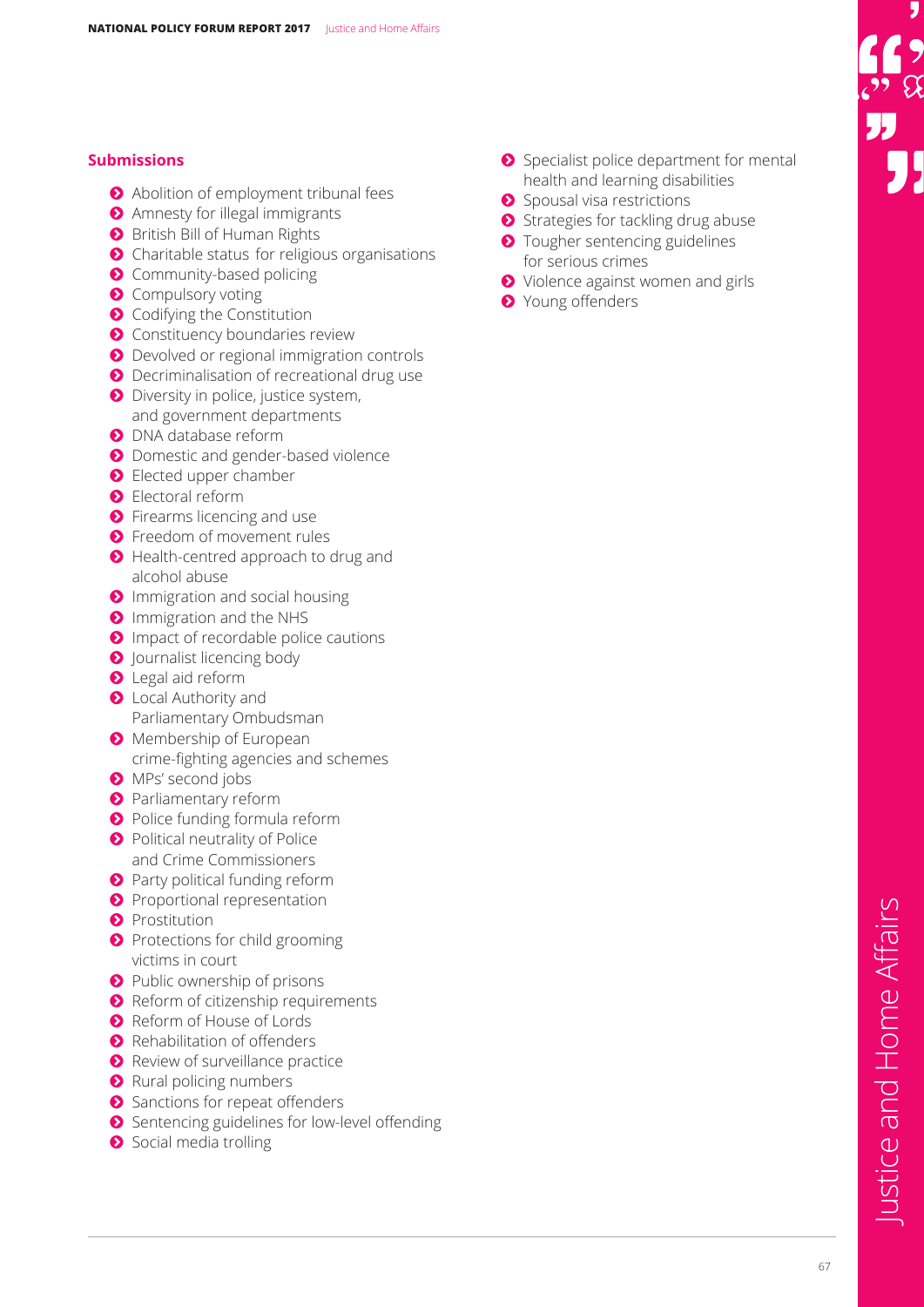## Submissions

- Abolition of employment tribunal fees
- Amnesty for illegal immigrants
- British Bill of Human Rights
- Charitable status for religious organisations
- Community-based policing
- Compulsory voting
- Codifying the Constitution
- Constituency boundaries review
- Devolved or regional immigration controls
- Decriminalisation of recreational drug use
- Diversity in police, justice system, and government departments
- DNA database reform
- Domestic and gender-based violence
- Elected upper chamber
- Electoral reform
- Firearms licencing and use
- Freedom of movement rules
- Health-centred approach to drug and alcohol abuse
- Immigration and social housing
- Immigration and the NHS
- Impact of recordable police cautions
- Journalist licencing body
- Legal aid reform
- Local Authority and Parliamentary Ombudsman
- Membership of European crime-fighting agencies and schemes
- MPs' second jobs
- Parliamentary reform
- Police funding formula reform
- Political neutrality of Police and Crime Commissioners
- Party political funding reform
- Proportional representation
- Prostitution
- Protections for child grooming victims in court
- Public ownership of prisons
- Reform of citizenship requirements
- Reform of House of Lords
- Rehabilitation of offenders
- Review of surveillance practice
- Rural policing numbers
- Sanctions for repeat offenders
- Sentencing guidelines for low-level offending
- Social media trolling
- Specialist police department for mental health and learning disabilities
- Spousal visa restrictions
- Strategies for tackling drug abuse
- Tougher sentencing guidelines for serious crimes
- Violence against women and girls
- Young offenders